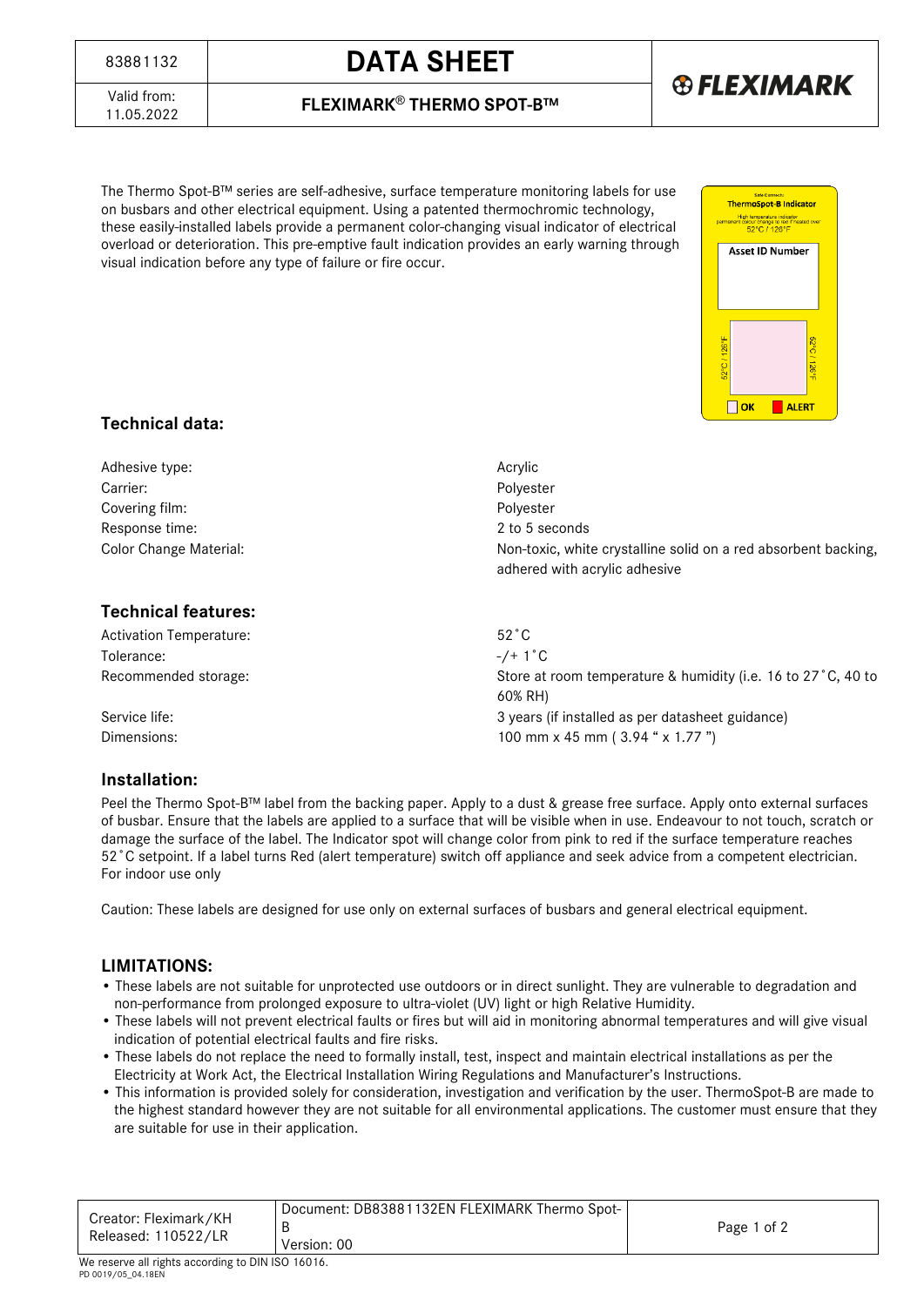| 83881132 | DATA SHEET | FLEXIMARK |
| --- | --- | --- |
| Valid from: 11.05.2022 | FLEXIMARK® THERMO SPOT-B™ | |

The Thermo Spot-B™ series are self-adhesive, surface temperature monitoring labels for use on busbars and other electrical equipment. Using a patented thermochromic technology, these easily-installed labels provide a permanent color-changing visual indicator of electrical overload or deterioration. This pre-emptive fault indication provides an early warning through visual indication before any type of failure or fire occur.

## Technical data:

| | |
| --- | --- |
| Adhesive type: | Acrylic |
| Carrier: | Polyester |
| Covering film: | Polyester |
| Response time: | 2 to 5 seconds |
| Color Change Material: | Non-toxic, white crystalline solid on a red absorbent backing, adhered with acrylic adhesive |

## Technical features:

| | |
| --- | --- |
| Activation Temperature: | 52˚C |
| Tolerance: | -/+ 1˚C |
| Recommended storage: | Store at room temperature & humidity (i.e. 16 to 27˚C, 40 to 60% RH) |
| Service life: | 3 years (if installed as per datasheet guidance) |
| Dimensions: | 100 mm x 45 mm ( 3.94 " x 1.77 ") |

## Installation:

Peel the Thermo Spot-B™ label from the backing paper. Apply to a dust & grease free surface. Apply onto external surfaces of busbar. Ensure that the labels are applied to a surface that will be visible when in use. Endeavour to not touch, scratch or damage the surface of the label. The Indicator spot will change color from pink to red if the surface temperature reaches 52˚C setpoint. If a label turns Red (alert temperature) switch off appliance and seek advice from a competent electrician. For indoor use only

Caution: These labels are designed for use only on external surfaces of busbars and general electrical equipment.

## LIMITATIONS:

- These labels are not suitable for unprotected use outdoors or in direct sunlight. They are vulnerable to degradation and non-performance from prolonged exposure to ultra-violet (UV) light or high Relative Humidity.
- These labels will not prevent electrical faults or fires but will aid in monitoring abnormal temperatures and will give visual indication of potential electrical faults and fire risks.
- These labels do not replace the need to formally install, test, inspect and maintain electrical installations as per the Electricity at Work Act, the Electrical Installation Wiring Regulations and Manufacturer's Instructions.
- This information is provided solely for consideration, investigation and verification by the user. ThermoSpot-B are made to the highest standard however they are not suitable for all environmental applications. The customer must ensure that they are suitable for use in their application.

| Creator: Fleximark/KH Released: 110522/LR | Document: DB83881132EN FLEXIMARK Thermo Spot-B Version: 00 |
| --- | --- |

We reserve all rights according to DIN ISO 16016.
PD 0019/05_04.18EN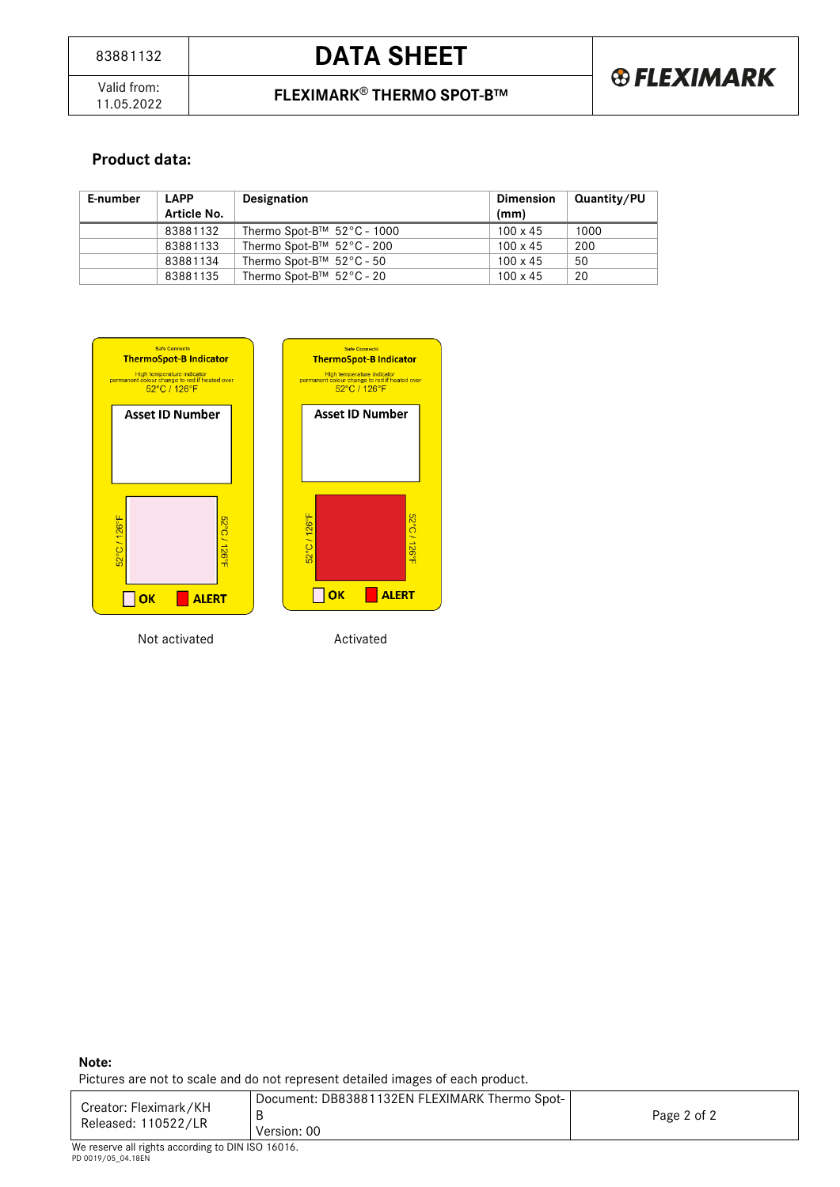## Product data:

| E-number | LAPP Article No. | Designation | Dimension (mm) | Quantity/PU |
|---|---|---|---|---|
| | 83881132 | Thermo Spot-B™ 52°C - 1000 | 100 x 45 | 1000 |
| | 83881133 | Thermo Spot-B™ 52°C - 200 | 100 x 45 | 200 |
| | 83881134 | Thermo Spot-B™ 52°C - 50 | 100 x 45 | 50 |
| | 83881135 | Thermo Spot-B™ 52°C - 20 | 100 x 45 | 20 |

Safe Connects
ThermoSpot-B Indicator
High temperature indicator
permanent colour change to red if heated over
52°C / 126°F
Asset ID Number
52°C / 126°F
52°C / 126°F
OK
ALERT

Not activated

Safe Connects
ThermoSpot-B Indicator
High temperature indicator
permanent colour change to red if heated over
52°C / 126°F
Asset ID Number
52°C / 126°F
52°C / 126°F
OK
ALERT

Activated

**Note:**
Pictures are not to scale and do not represent detailed images of each product.

| | | |
|---|---|---|
| Creator: Fleximark/KH<br>Released: 110522/LR | Document: DB83881132EN FLEXIMARK Thermo Spot-B<br>Version: 00 | |

We reserve all rights according to DIN ISO 16016.
PD 0019/05_04.18EN